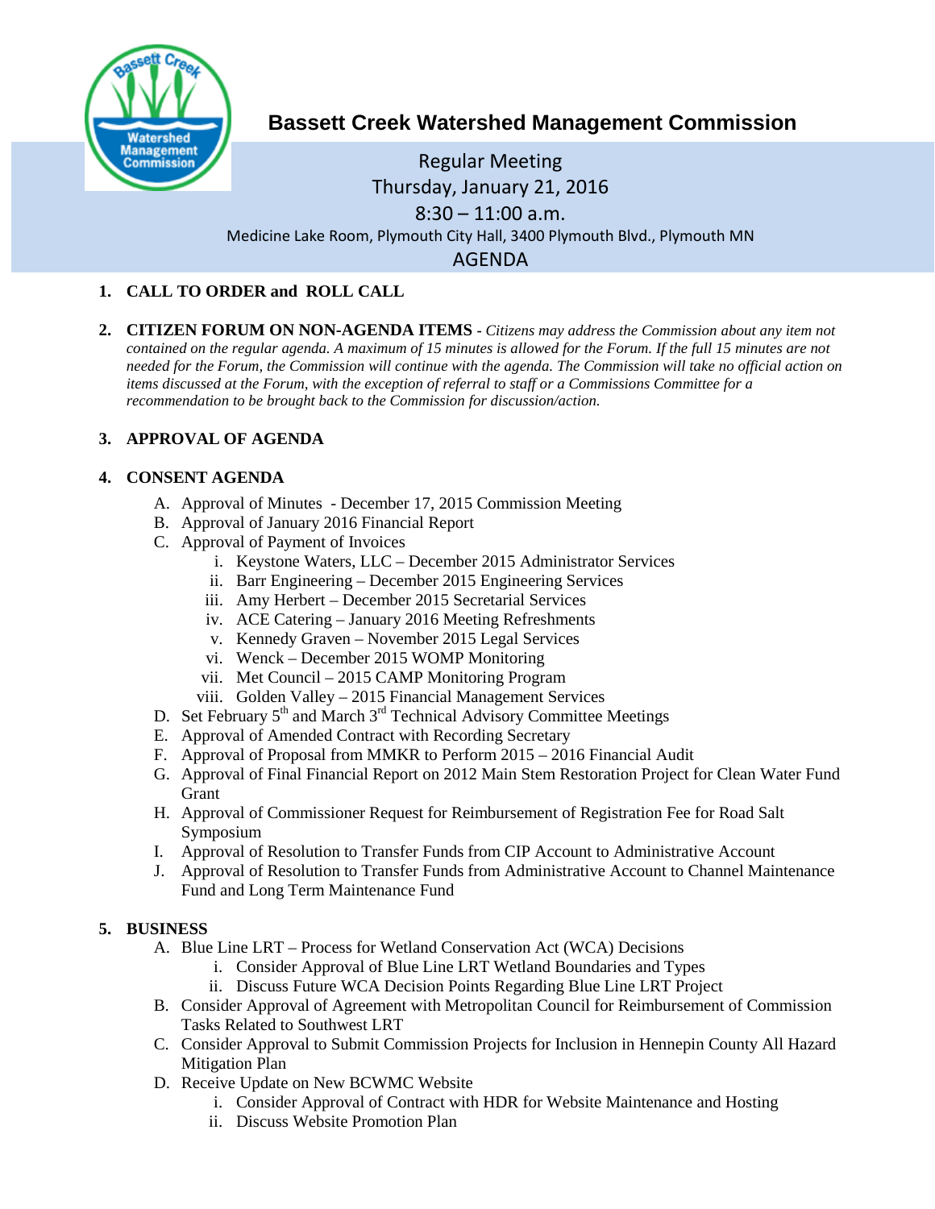# Bassett Creek Watershed Management Commission

Regular Meeting
Thursday, January 21, 2016
8:30 – 11:00 a.m.
Medicine Lake Room, Plymouth City Hall, 3400 Plymouth Blvd., Plymouth MN

AGENDA

1. **CALL TO ORDER and ROLL CALL**

2. **CITIZEN FORUM ON NON-AGENDA ITEMS** - *Citizens may address the Commission about any item not contained on the regular agenda. A maximum of 15 minutes is allowed for the Forum. If the full 15 minutes are not needed for the Forum, the Commission will continue with the agenda. The Commission will take no official action on items discussed at the Forum, with the exception of referral to staff or a Commissions Committee for a recommendation to be brought back to the Commission for discussion/action.*

3. **APPROVAL OF AGENDA**

4. **CONSENT AGENDA**
   - A. Approval of Minutes - December 17, 2015 Commission Meeting
   - B. Approval of January 2016 Financial Report
   - C. Approval of Payment of Invoices
     - i. Keystone Waters, LLC – December 2015 Administrator Services
     - ii. Barr Engineering – December 2015 Engineering Services
     - iii. Amy Herbert – December 2015 Secretarial Services
     - iv. ACE Catering – January 2016 Meeting Refreshments
     - v. Kennedy Graven – November 2015 Legal Services
     - vi. Wenck – December 2015 WOMP Monitoring
     - vii. Met Council – 2015 CAMP Monitoring Program
     - viii. Golden Valley – 2015 Financial Management Services
   - D. Set February 5th and March 3rd Technical Advisory Committee Meetings
   - E. Approval of Amended Contract with Recording Secretary
   - F. Approval of Proposal from MMKR to Perform 2015 – 2016 Financial Audit
   - G. Approval of Final Financial Report on 2012 Main Stem Restoration Project for Clean Water Fund Grant
   - H. Approval of Commissioner Request for Reimbursement of Registration Fee for Road Salt Symposium
   - I. Approval of Resolution to Transfer Funds from CIP Account to Administrative Account
   - J. Approval of Resolution to Transfer Funds from Administrative Account to Channel Maintenance Fund and Long Term Maintenance Fund

5. **BUSINESS**
   - A. Blue Line LRT – Process for Wetland Conservation Act (WCA) Decisions
     - i. Consider Approval of Blue Line LRT Wetland Boundaries and Types
     - ii. Discuss Future WCA Decision Points Regarding Blue Line LRT Project
   - B. Consider Approval of Agreement with Metropolitan Council for Reimbursement of Commission Tasks Related to Southwest LRT
   - C. Consider Approval to Submit Commission Projects for Inclusion in Hennepin County All Hazard Mitigation Plan
   - D. Receive Update on New BCWMC Website
     - i. Consider Approval of Contract with HDR for Website Maintenance and Hosting
     - ii. Discuss Website Promotion Plan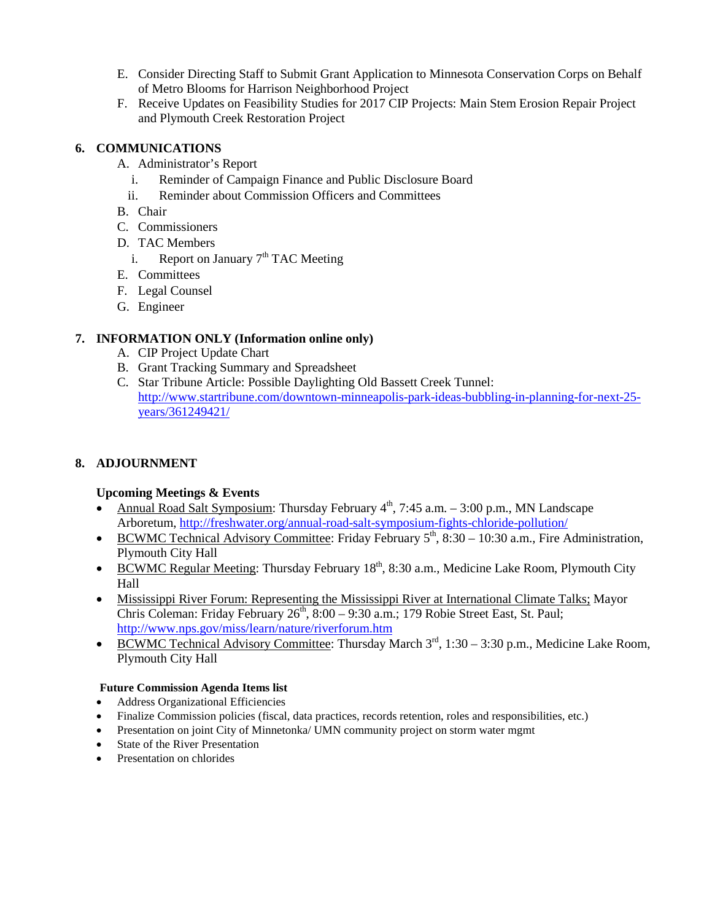E. Consider Directing Staff to Submit Grant Application to Minnesota Conservation Corps on Behalf of Metro Blooms for Harrison Neighborhood Project
F. Receive Updates on Feasibility Studies for 2017 CIP Projects: Main Stem Erosion Repair Project and Plymouth Creek Restoration Project

## 6. COMMUNICATIONS

A. Administrator's Report
   i. Reminder of Campaign Finance and Public Disclosure Board
   ii. Reminder about Commission Officers and Committees
B. Chair
C. Commissioners
D. TAC Members
   i. Report on January 7th TAC Meeting
E. Committees
F. Legal Counsel
G. Engineer

## 7. INFORMATION ONLY (Information online only)

A. CIP Project Update Chart
B. Grant Tracking Summary and Spreadsheet
C. Star Tribune Article: Possible Daylighting Old Bassett Creek Tunnel: http://www.startribune.com/downtown-minneapolis-park-ideas-bubbling-in-planning-for-next-25-years/361249421/

## 8. ADJOURNMENT

**Upcoming Meetings & Events**

- Annual Road Salt Symposium: Thursday February 4th, 7:45 a.m. – 3:00 p.m., MN Landscape Arboretum, http://freshwater.org/annual-road-salt-symposium-fights-chloride-pollution/
- BCWMC Technical Advisory Committee: Friday February 5th, 8:30 – 10:30 a.m., Fire Administration, Plymouth City Hall
- BCWMC Regular Meeting: Thursday February 18th, 8:30 a.m., Medicine Lake Room, Plymouth City Hall
- Mississippi River Forum: Representing the Mississippi River at International Climate Talks; Mayor Chris Coleman: Friday February 26th, 8:00 – 9:30 a.m.; 179 Robie Street East, St. Paul; http://www.nps.gov/miss/learn/nature/riverforum.htm
- BCWMC Technical Advisory Committee: Thursday March 3rd, 1:30 – 3:30 p.m., Medicine Lake Room, Plymouth City Hall

**Future Commission Agenda Items list**

- Address Organizational Efficiencies
- Finalize Commission policies (fiscal, data practices, records retention, roles and responsibilities, etc.)
- Presentation on joint City of Minnetonka/ UMN community project on storm water mgmt
- State of the River Presentation
- Presentation on chlorides